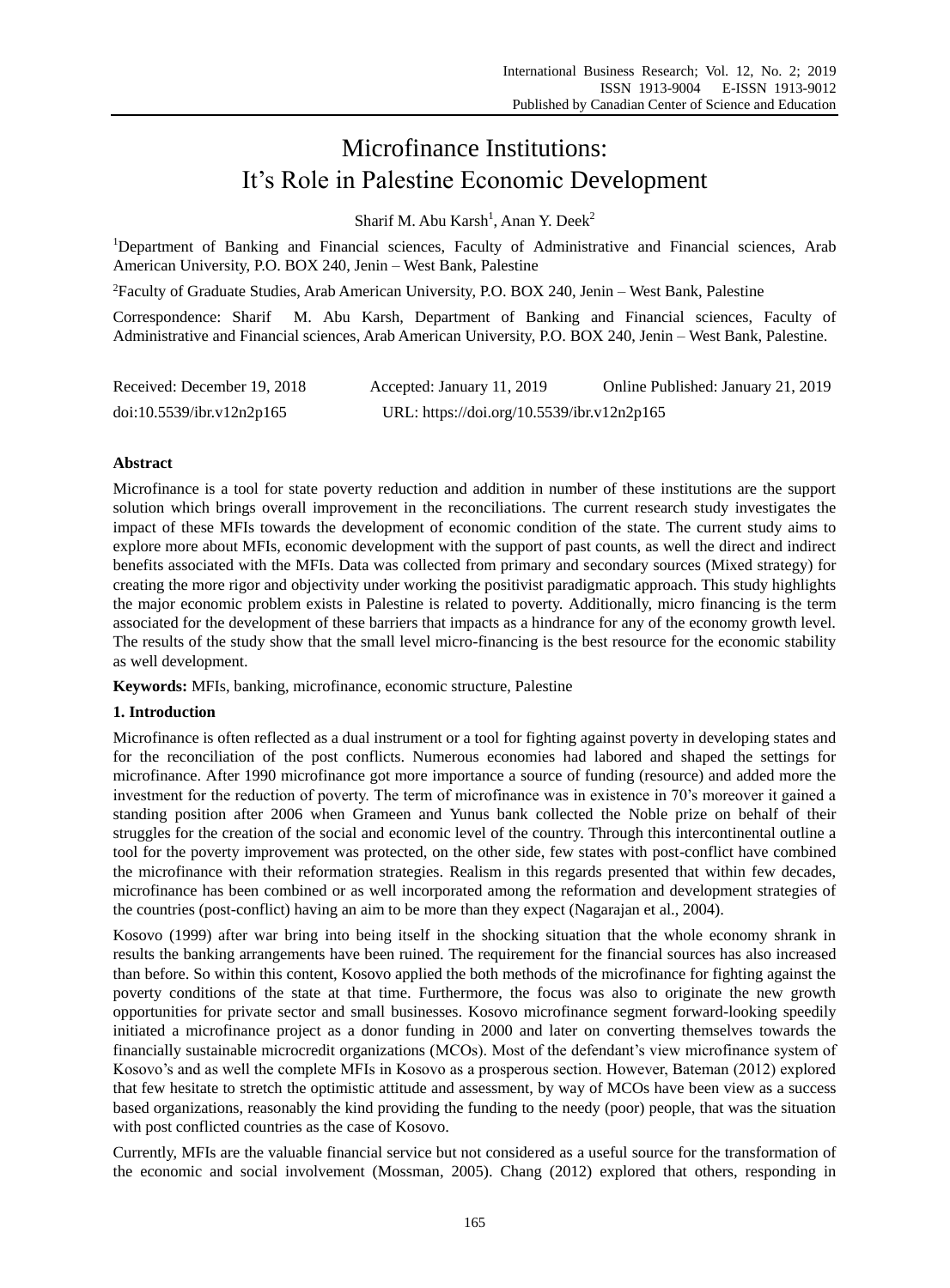# Microfinance Institutions: It's Role in Palestine Economic Development

Sharif M. Abu Karsh[1], Anan Y. Deek[2]

[1]Department of Banking and Financial sciences, Faculty of Administrative and Financial sciences, Arab American University, P.O. BOX 240, Jenin – West Bank, Palestine

[2]Faculty of Graduate Studies, Arab American University, P.O. BOX 240, Jenin – West Bank, Palestine

Correspondence: Sharif M. Abu Karsh, Department of Banking and Financial sciences, Faculty of Administrative and Financial sciences, Arab American University, P.O. BOX 240, Jenin – West Bank, Palestine.

Received: December 19, 2018 Accepted: January 11, 2019 Online Published: January 21, 2019

doi:10.5539/ibr.v12n2p165 URL: https://doi.org/10.5539/ibr.v12n2p165

## Abstract

Microfinance is a tool for state poverty reduction and addition in number of these institutions are the support solution which brings overall improvement in the reconciliations. The current research study investigates the impact of these MFIs towards the development of economic condition of the state. The current study aims to explore more about MFIs, economic development with the support of past counts, as well the direct and indirect benefits associated with the MFIs. Data was collected from primary and secondary sources (Mixed strategy) for creating the more rigor and objectivity under working the positivist paradigmatic approach. This study highlights the major economic problem exists in Palestine is related to poverty. Additionally, micro financing is the term associated for the development of these barriers that impacts as a hindrance for any of the economy growth level. The results of the study show that the small level micro-financing is the best resource for the economic stability as well development.

**Keywords:** MFIs, banking, microfinance, economic structure, Palestine

## 1. Introduction

Microfinance is often reflected as a dual instrument or a tool for fighting against poverty in developing states and for the reconciliation of the post conflicts. Numerous economies had labored and shaped the settings for microfinance. After 1990 microfinance got more importance a source of funding (resource) and added more the investment for the reduction of poverty. The term of microfinance was in existence in 70's moreover it gained a standing position after 2006 when Grameen and Yunus bank collected the Noble prize on behalf of their struggles for the creation of the social and economic level of the country. Through this intercontinental outline a tool for the poverty improvement was protected, on the other side, few states with post-conflict have combined the microfinance with their reformation strategies. Realism in this regards presented that within few decades, microfinance has been combined or as well incorporated among the reformation and development strategies of the countries (post-conflict) having an aim to be more than they expect (Nagarajan et al., 2004).

Kosovo (1999) after war bring into being itself in the shocking situation that the whole economy shrank in results the banking arrangements have been ruined. The requirement for the financial sources has also increased than before. So within this content, Kosovo applied the both methods of the microfinance for fighting against the poverty conditions of the state at that time. Furthermore, the focus was also to originate the new growth opportunities for private sector and small businesses. Kosovo microfinance segment forward-looking speedily initiated a microfinance project as a donor funding in 2000 and later on converting themselves towards the financially sustainable microcredit organizations (MCOs). Most of the defendant's view microfinance system of Kosovo's and as well the complete MFIs in Kosovo as a prosperous section. However, Bateman (2012) explored that few hesitate to stretch the optimistic attitude and assessment, by way of MCOs have been view as a success based organizations, reasonably the kind providing the funding to the needy (poor) people, that was the situation with post conflicted countries as the case of Kosovo.

Currently, MFIs are the valuable financial service but not considered as a useful source for the transformation of the economic and social involvement (Mossman, 2005). Chang (2012) explored that others, responding in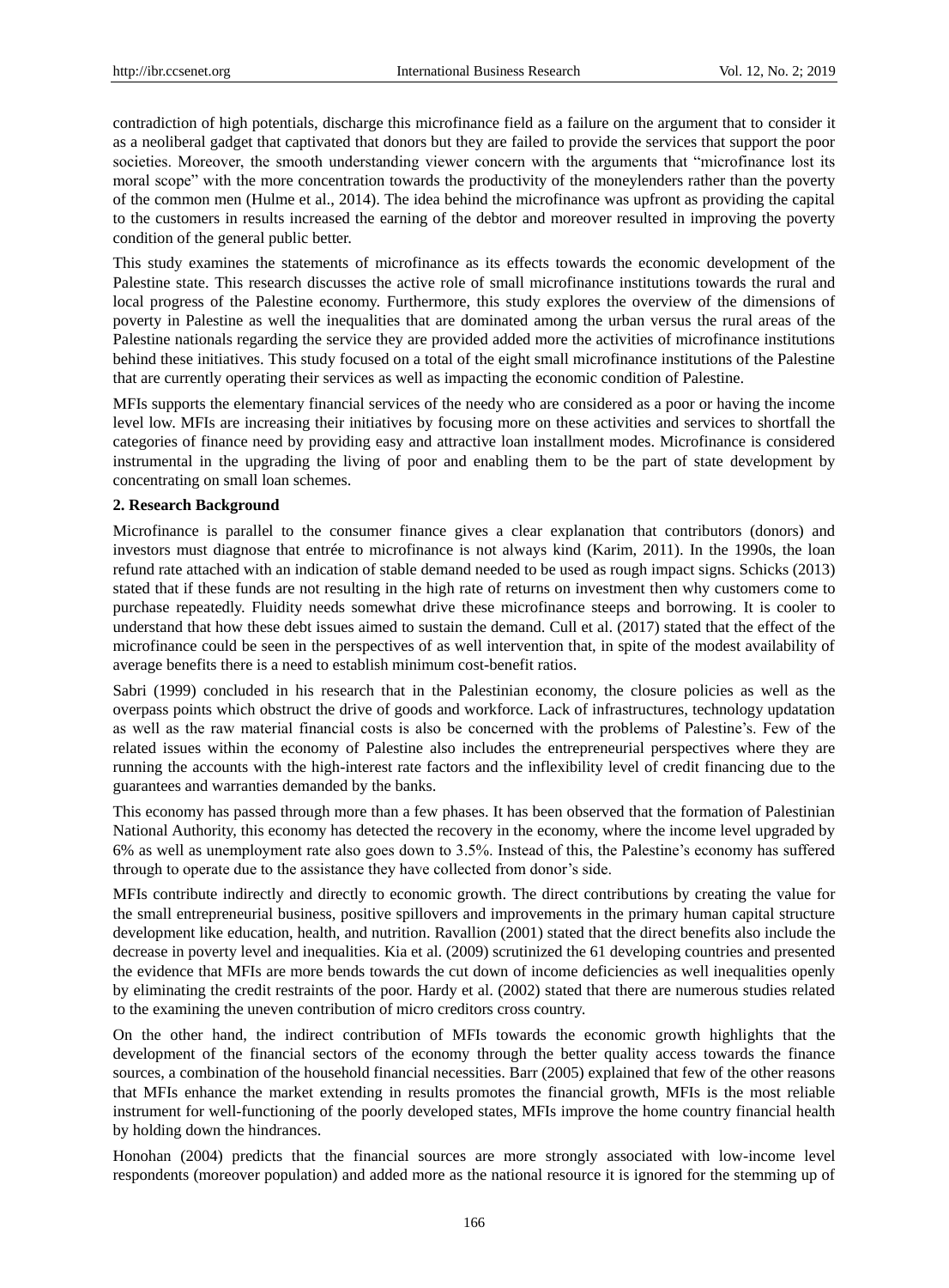contradiction of high potentials, discharge this microfinance field as a failure on the argument that to consider it as a neoliberal gadget that captivated that donors but they are failed to provide the services that support the poor societies. Moreover, the smooth understanding viewer concern with the arguments that "microfinance lost its moral scope" with the more concentration towards the productivity of the moneylenders rather than the poverty of the common men (Hulme et al., 2014). The idea behind the microfinance was upfront as providing the capital to the customers in results increased the earning of the debtor and moreover resulted in improving the poverty condition of the general public better.

This study examines the statements of microfinance as its effects towards the economic development of the Palestine state. This research discusses the active role of small microfinance institutions towards the rural and local progress of the Palestine economy. Furthermore, this study explores the overview of the dimensions of poverty in Palestine as well the inequalities that are dominated among the urban versus the rural areas of the Palestine nationals regarding the service they are provided added more the activities of microfinance institutions behind these initiatives. This study focused on a total of the eight small microfinance institutions of the Palestine that are currently operating their services as well as impacting the economic condition of Palestine.

MFIs supports the elementary financial services of the needy who are considered as a poor or having the income level low. MFIs are increasing their initiatives by focusing more on these activities and services to shortfall the categories of finance need by providing easy and attractive loan installment modes. Microfinance is considered instrumental in the upgrading the living of poor and enabling them to be the part of state development by concentrating on small loan schemes.

## 2. Research Background

Microfinance is parallel to the consumer finance gives a clear explanation that contributors (donors) and investors must diagnose that entrée to microfinance is not always kind (Karim, 2011). In the 1990s, the loan refund rate attached with an indication of stable demand needed to be used as rough impact signs. Schicks (2013) stated that if these funds are not resulting in the high rate of returns on investment then why customers come to purchase repeatedly. Fluidity needs somewhat drive these microfinance steeps and borrowing. It is cooler to understand that how these debt issues aimed to sustain the demand. Cull et al. (2017) stated that the effect of the microfinance could be seen in the perspectives of as well intervention that, in spite of the modest availability of average benefits there is a need to establish minimum cost-benefit ratios.

Sabri (1999) concluded in his research that in the Palestinian economy, the closure policies as well as the overpass points which obstruct the drive of goods and workforce. Lack of infrastructures, technology updatation as well as the raw material financial costs is also be concerned with the problems of Palestine's. Few of the related issues within the economy of Palestine also includes the entrepreneurial perspectives where they are running the accounts with the high-interest rate factors and the inflexibility level of credit financing due to the guarantees and warranties demanded by the banks.

This economy has passed through more than a few phases. It has been observed that the formation of Palestinian National Authority, this economy has detected the recovery in the economy, where the income level upgraded by 6% as well as unemployment rate also goes down to 3.5%. Instead of this, the Palestine's economy has suffered through to operate due to the assistance they have collected from donor's side.

MFIs contribute indirectly and directly to economic growth. The direct contributions by creating the value for the small entrepreneurial business, positive spillovers and improvements in the primary human capital structure development like education, health, and nutrition. Ravallion (2001) stated that the direct benefits also include the decrease in poverty level and inequalities. Kia et al. (2009) scrutinized the 61 developing countries and presented the evidence that MFIs are more bends towards the cut down of income deficiencies as well inequalities openly by eliminating the credit restraints of the poor. Hardy et al. (2002) stated that there are numerous studies related to the examining the uneven contribution of micro creditors cross country.

On the other hand, the indirect contribution of MFIs towards the economic growth highlights that the development of the financial sectors of the economy through the better quality access towards the finance sources, a combination of the household financial necessities. Barr (2005) explained that few of the other reasons that MFIs enhance the market extending in results promotes the financial growth, MFIs is the most reliable instrument for well-functioning of the poorly developed states, MFIs improve the home country financial health by holding down the hindrances.

Honohan (2004) predicts that the financial sources are more strongly associated with low-income level respondents (moreover population) and added more as the national resource it is ignored for the stemming up of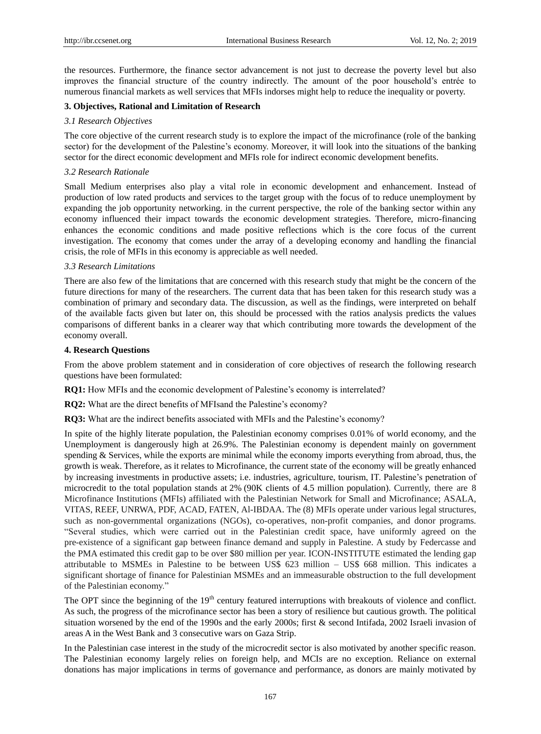the resources. Furthermore, the finance sector advancement is not just to decrease the poverty level but also improves the financial structure of the country indirectly. The amount of the poor household's entrée to numerous financial markets as well services that MFIs indorses might help to reduce the inequality or poverty.

## 3. Objectives, Rational and Limitation of Research

### *3.1 Research Objectives*

The core objective of the current research study is to explore the impact of the microfinance (role of the banking sector) for the development of the Palestine's economy. Moreover, it will look into the situations of the banking sector for the direct economic development and MFIs role for indirect economic development benefits.

### *3.2 Research Rationale*

Small Medium enterprises also play a vital role in economic development and enhancement. Instead of production of low rated products and services to the target group with the focus of to reduce unemployment by expanding the job opportunity networking. in the current perspective, the role of the banking sector within any economy influenced their impact towards the economic development strategies. Therefore, micro-financing enhances the economic conditions and made positive reflections which is the core focus of the current investigation. The economy that comes under the array of a developing economy and handling the financial crisis, the role of MFIs in this economy is appreciable as well needed.

### *3.3 Research Limitations*

There are also few of the limitations that are concerned with this research study that might be the concern of the future directions for many of the researchers. The current data that has been taken for this research study was a combination of primary and secondary data. The discussion, as well as the findings, were interpreted on behalf of the available facts given but later on, this should be processed with the ratios analysis predicts the values comparisons of different banks in a clearer way that which contributing more towards the development of the economy overall.

## 4. Research Questions

From the above problem statement and in consideration of core objectives of research the following research questions have been formulated:

**RQ1:** How MFIs and the economic development of Palestine's economy is interrelated?

**RQ2:** What are the direct benefits of MFIsand the Palestine's economy?

**RQ3:** What are the indirect benefits associated with MFIs and the Palestine's economy?

In spite of the highly literate population, the Palestinian economy comprises 0.01% of world economy, and the Unemployment is dangerously high at 26.9%. The Palestinian economy is dependent mainly on government spending & Services, while the exports are minimal while the economy imports everything from abroad, thus, the growth is weak. Therefore, as it relates to Microfinance, the current state of the economy will be greatly enhanced by increasing investments in productive assets; i.e. industries, agriculture, tourism, IT. Palestine's penetration of microcredit to the total population stands at 2% (90K clients of 4.5 million population). Currently, there are 8 Microfinance Institutions (MFIs) affiliated with the Palestinian Network for Small and Microfinance; ASALA, VITAS, REEF, UNRWA, PDF, ACAD, FATEN, Al-IBDAA. The (8) MFIs operate under various legal structures, such as non-governmental organizations (NGOs), co-operatives, non-profit companies, and donor programs. "Several studies, which were carried out in the Palestinian credit space, have uniformly agreed on the pre-existence of a significant gap between finance demand and supply in Palestine. A study by Federcasse and the PMA estimated this credit gap to be over $80 million per year. ICON-INSTITUTE estimated the lending gap attributable to MSMEs in Palestine to be between US$ 623 million – US$ 668 million. This indicates a significant shortage of finance for Palestinian MSMEs and an immeasurable obstruction to the full development of the Palestinian economy."

The OPT since the beginning of the 19th century featured interruptions with breakouts of violence and conflict. As such, the progress of the microfinance sector has been a story of resilience but cautious growth. The political situation worsened by the end of the 1990s and the early 2000s; first & second Intifada, 2002 Israeli invasion of areas A in the West Bank and 3 consecutive wars on Gaza Strip.

In the Palestinian case interest in the study of the microcredit sector is also motivated by another specific reason. The Palestinian economy largely relies on foreign help, and MCIs are no exception. Reliance on external donations has major implications in terms of governance and performance, as donors are mainly motivated by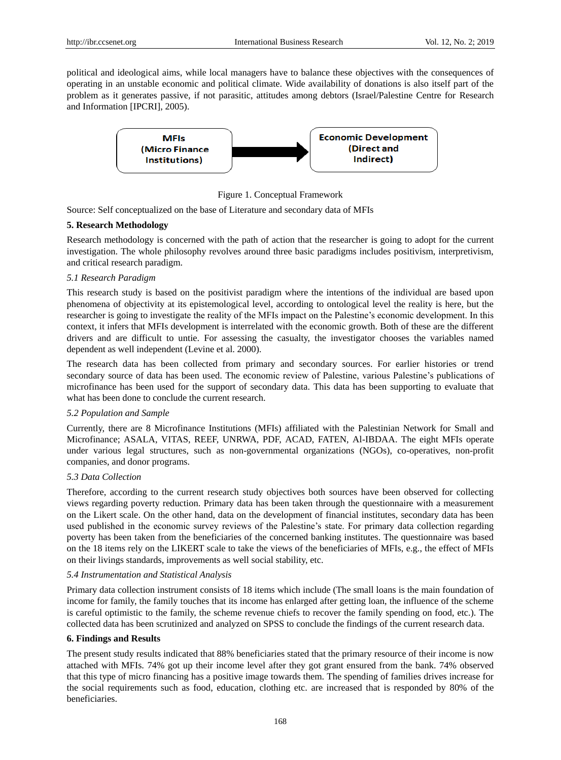political and ideological aims, while local managers have to balance these objectives with the consequences of operating in an unstable economic and political climate. Wide availability of donations is also itself part of the problem as it generates passive, if not parasitic, attitudes among debtors (Israel/Palestine Centre for Research and Information [IPCRI], 2005).

MFIs (Micro Finance Institutions) → Economic Development (Direct and Indirect)

Figure 1. Conceptual Framework

Source: Self conceptualized on the base of Literature and secondary data of MFIs

## 5. Research Methodology

Research methodology is concerned with the path of action that the researcher is going to adopt for the current investigation. The whole philosophy revolves around three basic paradigms includes positivism, interpretivism, and critical research paradigm.

### *5.1 Research Paradigm*

This research study is based on the positivist paradigm where the intentions of the individual are based upon phenomena of objectivity at its epistemological level, according to ontological level the reality is here, but the researcher is going to investigate the reality of the MFIs impact on the Palestine's economic development. In this context, it infers that MFIs development is interrelated with the economic growth. Both of these are the different drivers and are difficult to untie. For assessing the casualty, the investigator chooses the variables named dependent as well independent (Levine et al. 2000).

The research data has been collected from primary and secondary sources. For earlier histories or trend secondary source of data has been used. The economic review of Palestine, various Palestine's publications of microfinance has been used for the support of secondary data. This data has been supporting to evaluate that what has been done to conclude the current research.

### *5.2 Population and Sample*

Currently, there are 8 Microfinance Institutions (MFIs) affiliated with the Palestinian Network for Small and Microfinance; ASALA, VITAS, REEF, UNRWA, PDF, ACAD, FATEN, Al-IBDAA. The eight MFIs operate under various legal structures, such as non-governmental organizations (NGOs), co-operatives, non-profit companies, and donor programs.

### *5.3 Data Collection*

Therefore, according to the current research study objectives both sources have been observed for collecting views regarding poverty reduction. Primary data has been taken through the questionnaire with a measurement on the Likert scale. On the other hand, data on the development of financial institutes, secondary data has been used published in the economic survey reviews of the Palestine's state. For primary data collection regarding poverty has been taken from the beneficiaries of the concerned banking institutes. The questionnaire was based on the 18 items rely on the LIKERT scale to take the views of the beneficiaries of MFIs, e.g., the effect of MFIs on their livings standards, improvements as well social stability, etc.

### *5.4 Instrumentation and Statistical Analysis*

Primary data collection instrument consists of 18 items which include (The small loans is the main foundation of income for family, the family touches that its income has enlarged after getting loan, the influence of the scheme is careful optimistic to the family, the scheme revenue chiefs to recover the family spending on food, etc.). The collected data has been scrutinized and analyzed on SPSS to conclude the findings of the current research data.

## 6. Findings and Results

The present study results indicated that 88% beneficiaries stated that the primary resource of their income is now attached with MFIs. 74% got up their income level after they got grant ensured from the bank. 74% observed that this type of micro financing has a positive image towards them. The spending of families drives increase for the social requirements such as food, education, clothing etc. are increased that is responded by 80% of the beneficiaries.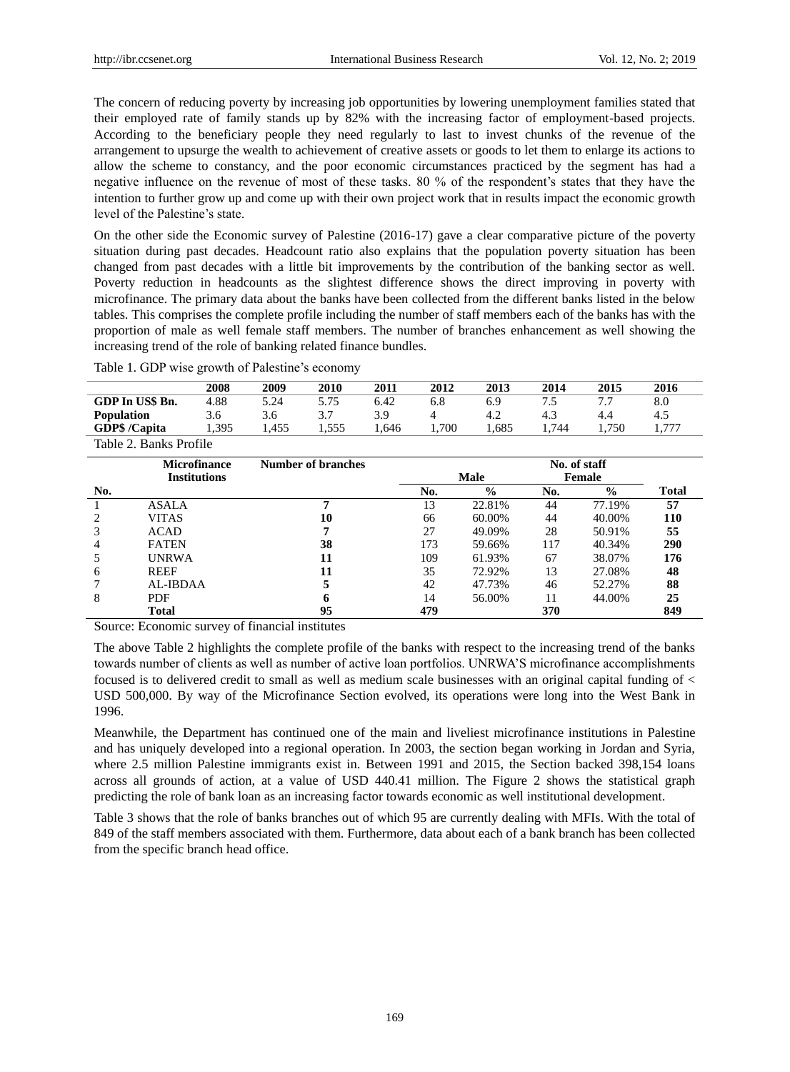The concern of reducing poverty by increasing job opportunities by lowering unemployment families stated that their employed rate of family stands up by 82% with the increasing factor of employment-based projects. According to the beneficiary people they need regularly to last to invest chunks of the revenue of the arrangement to upsurge the wealth to achievement of creative assets or goods to let them to enlarge its actions to allow the scheme to constancy, and the poor economic circumstances practiced by the segment has had a negative influence on the revenue of most of these tasks. 80 % of the respondent's states that they have the intention to further grow up and come up with their own project work that in results impact the economic growth level of the Palestine's state.

On the other side the Economic survey of Palestine (2016-17) gave a clear comparative picture of the poverty situation during past decades. Headcount ratio also explains that the population poverty situation has been changed from past decades with a little bit improvements by the contribution of the banking sector as well. Poverty reduction in headcounts as the slightest difference shows the direct improving in poverty with microfinance. The primary data about the banks have been collected from the different banks listed in the below tables. This comprises the complete profile including the number of staff members each of the banks has with the proportion of male as well female staff members. The number of branches enhancement as well showing the increasing trend of the role of banking related finance bundles.

Table 1. GDP wise growth of Palestine's economy

| | 2008 | 2009 | 2010 | 2011 | 2012 | 2013 | 2014 | 2015 | 2016 |
|---|---|---|---|---|---|---|---|---|---|
| **GDP In US$ Bn.** | 4.88 | 5.24 | 5.75 | 6.42 | 6.8 | 6.9 | 7.5 | 7.7 | 8.0 |
| **Population** | 3.6 | 3.6 | 3.7 | 3.9 | 4 | 4.2 | 4.3 | 4.4 | 4.5 |
| **GDP$ /Capita** | 1,395 | 1,455 | 1,555 | 1,646 | 1,700 | 1,685 | 1,744 | 1,750 | 1,777 |

Table 2. Banks Profile

| | Microfinance Institutions | Number of branches | No. of staff | | | | |
|---|---|---|---|---|---|---|---|
| | | | Male | | Female | | |
| No. | | | No. | % | No. | % | Total |
| 1 | ASALA | **7** | 13 | 22.81% | 44 | 77.19% | **57** |
| 2 | VITAS | **10** | 66 | 60.00% | 44 | 40.00% | **110** |
| 3 | ACAD | **7** | 27 | 49.09% | 28 | 50.91% | **55** |
| 4 | FATEN | **38** | 173 | 59.66% | 117 | 40.34% | **290** |
| 5 | UNRWA | **11** | 109 | 61.93% | 67 | 38.07% | **176** |
| 6 | REEF | **11** | 35 | 72.92% | 13 | 27.08% | **48** |
| 7 | AL-IBDAA | **5** | 42 | 47.73% | 46 | 52.27% | **88** |
| 8 | PDF | **6** | 14 | 56.00% | 11 | 44.00% | **25** |
| | **Total** | **95** | **479** | | **370** | | **849** |

Source: Economic survey of financial institutes

The above Table 2 highlights the complete profile of the banks with respect to the increasing trend of the banks towards number of clients as well as number of active loan portfolios. UNRWA'S microfinance accomplishments focused is to delivered credit to small as well as medium scale businesses with an original capital funding of < USD 500,000. By way of the Microfinance Section evolved, its operations were long into the West Bank in 1996.

Meanwhile, the Department has continued one of the main and liveliest microfinance institutions in Palestine and has uniquely developed into a regional operation. In 2003, the section began working in Jordan and Syria, where 2.5 million Palestine immigrants exist in. Between 1991 and 2015, the Section backed 398,154 loans across all grounds of action, at a value of USD 440.41 million. The Figure 2 shows the statistical graph predicting the role of bank loan as an increasing factor towards economic as well institutional development.

Table 3 shows that the role of banks branches out of which 95 are currently dealing with MFIs. With the total of 849 of the staff members associated with them. Furthermore, data about each of a bank branch has been collected from the specific branch head office.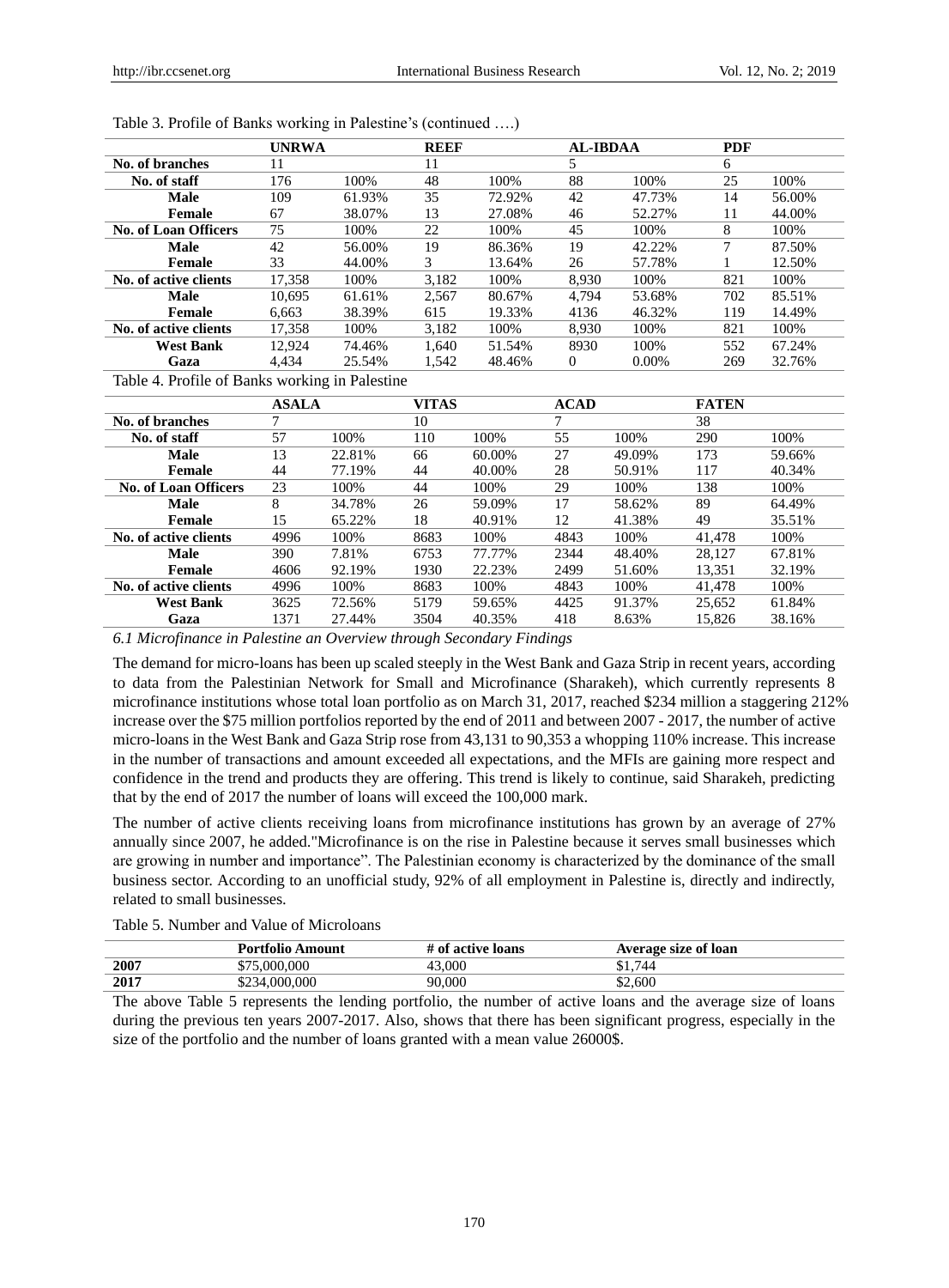Table 3. Profile of Banks working in Palestine's (continued ….)

| | UNRWA | | REEF | | AL-IBDAA | | PDF | |
|---|---|---|---|---|---|---|---|---|
| **No. of branches** | 11 | | 11 | | 5 | | 6 | |
| **No. of staff** | 176 | 100% | 48 | 100% | 88 | 100% | 25 | 100% |
| **Male** | 109 | 61.93% | 35 | 72.92% | 42 | 47.73% | 14 | 56.00% |
| **Female** | 67 | 38.07% | 13 | 27.08% | 46 | 52.27% | 11 | 44.00% |
| **No. of Loan Officers** | 75 | 100% | 22 | 100% | 45 | 100% | 8 | 100% |
| **Male** | 42 | 56.00% | 19 | 86.36% | 19 | 42.22% | 7 | 87.50% |
| **Female** | 33 | 44.00% | 3 | 13.64% | 26 | 57.78% | 1 | 12.50% |
| **No. of active clients** | 17,358 | 100% | 3,182 | 100% | 8,930 | 100% | 821 | 100% |
| **Male** | 10,695 | 61.61% | 2,567 | 80.67% | 4,794 | 53.68% | 702 | 85.51% |
| **Female** | 6,663 | 38.39% | 615 | 19.33% | 4136 | 46.32% | 119 | 14.49% |
| **No. of active clients** | 17,358 | 100% | 3,182 | 100% | 8,930 | 100% | 821 | 100% |
| **West Bank** | 12,924 | 74.46% | 1,640 | 51.54% | 8930 | 100% | 552 | 67.24% |
| **Gaza** | 4,434 | 25.54% | 1,542 | 48.46% | 0 | 0.00% | 269 | 32.76% |

Table 4. Profile of Banks working in Palestine

| | ASALA | | VITAS | | ACAD | | FATEN | |
|---|---|---|---|---|---|---|---|---|
| **No. of branches** | 7 | | 10 | | 7 | | 38 | |
| **No. of staff** | 57 | 100% | 110 | 100% | 55 | 100% | 290 | 100% |
| **Male** | 13 | 22.81% | 66 | 60.00% | 27 | 49.09% | 173 | 59.66% |
| **Female** | 44 | 77.19% | 44 | 40.00% | 28 | 50.91% | 117 | 40.34% |
| **No. of Loan Officers** | 23 | 100% | 44 | 100% | 29 | 100% | 138 | 100% |
| **Male** | 8 | 34.78% | 26 | 59.09% | 17 | 58.62% | 89 | 64.49% |
| **Female** | 15 | 65.22% | 18 | 40.91% | 12 | 41.38% | 49 | 35.51% |
| **No. of active clients** | 4996 | 100% | 8683 | 100% | 4843 | 100% | 41,478 | 100% |
| **Male** | 390 | 7.81% | 6753 | 77.77% | 2344 | 48.40% | 28,127 | 67.81% |
| **Female** | 4606 | 92.19% | 1930 | 22.23% | 2499 | 51.60% | 13,351 | 32.19% |
| **No. of active clients** | 4996 | 100% | 8683 | 100% | 4843 | 100% | 41,478 | 100% |
| **West Bank** | 3625 | 72.56% | 5179 | 59.65% | 4425 | 91.37% | 25,652 | 61.84% |
| **Gaza** | 1371 | 27.44% | 3504 | 40.35% | 418 | 8.63% | 15,826 | 38.16% |

### *6.1 Microfinance in Palestine an Overview through Secondary Findings*

The demand for micro-loans has been up scaled steeply in the West Bank and Gaza Strip in recent years, according to data from the Palestinian Network for Small and Microfinance (Sharakeh), which currently represents 8 microfinance institutions whose total loan portfolio as on March 31, 2017, reached $234 million a staggering 212% increase over the $75 million portfolios reported by the end of 2011 and between 2007 - 2017, the number of active micro-loans in the West Bank and Gaza Strip rose from 43,131 to 90,353 a whopping 110% increase. This increase in the number of transactions and amount exceeded all expectations, and the MFIs are gaining more respect and confidence in the trend and products they are offering. This trend is likely to continue, said Sharakeh, predicting that by the end of 2017 the number of loans will exceed the 100,000 mark.

The number of active clients receiving loans from microfinance institutions has grown by an average of 27% annually since 2007, he added."Microfinance is on the rise in Palestine because it serves small businesses which are growing in number and importance". The Palestinian economy is characterized by the dominance of the small business sector. According to an unofficial study, 92% of all employment in Palestine is, directly and indirectly, related to small businesses.

Table 5. Number and Value of Microloans

| | Portfolio Amount | # of active loans | Average size of loan |
|---|---|---|---|
| **2007** | $75,000,000 | 43,000 | $1,744 |
| **2017** | $234,000,000 | 90,000 | $2,600 |

The above Table 5 represents the lending portfolio, the number of active loans and the average size of loans during the previous ten years 2007-2017. Also, shows that there has been significant progress, especially in the size of the portfolio and the number of loans granted with a mean value 26000$.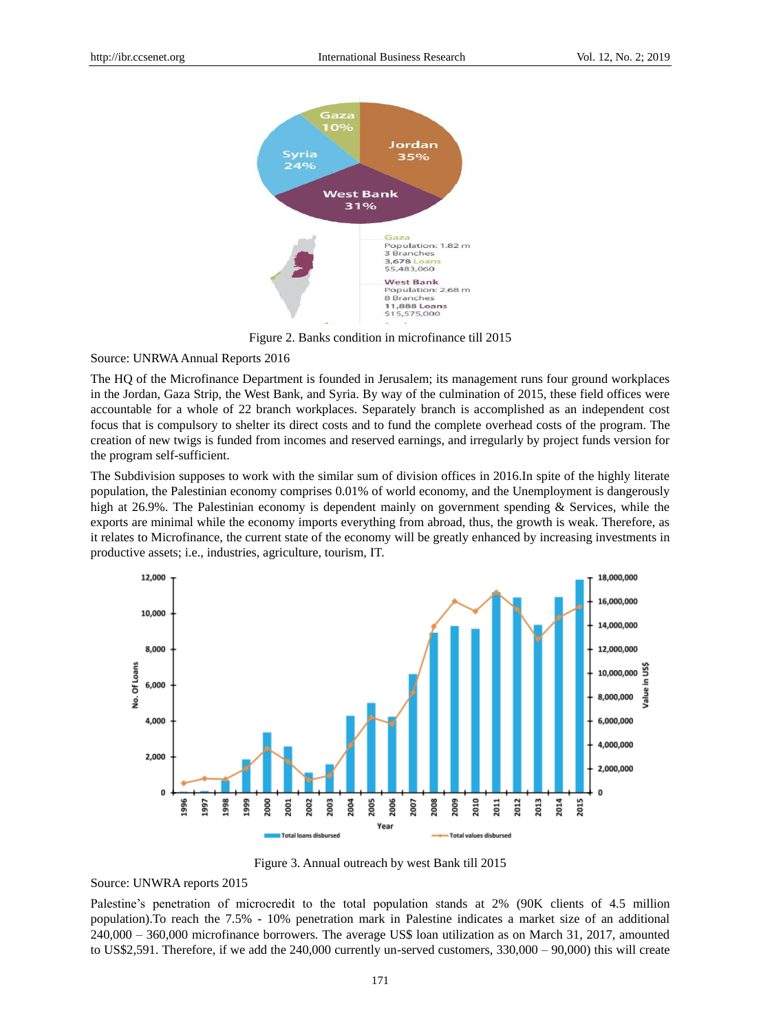Figure 2. Banks condition in microfinance till 2015

Source: UNRWA Annual Reports 2016

The HQ of the Microfinance Department is founded in Jerusalem; its management runs four ground workplaces in the Jordan, Gaza Strip, the West Bank, and Syria. By way of the culmination of 2015, these field offices were accountable for a whole of 22 branch workplaces. Separately branch is accomplished as an independent cost focus that is compulsory to shelter its direct costs and to fund the complete overhead costs of the program. The creation of new twigs is funded from incomes and reserved earnings, and irregularly by project funds version for the program self-sufficient.

The Subdivision supposes to work with the similar sum of division offices in 2016.In spite of the highly literate population, the Palestinian economy comprises 0.01% of world economy, and the Unemployment is dangerously high at 26.9%. The Palestinian economy is dependent mainly on government spending & Services, while the exports are minimal while the economy imports everything from abroad, thus, the growth is weak. Therefore, as it relates to Microfinance, the current state of the economy will be greatly enhanced by increasing investments in productive assets; i.e., industries, agriculture, tourism, IT.

Figure 3. Annual outreach by west Bank till 2015

Source: UNWRA reports 2015

Palestine's penetration of microcredit to the total population stands at 2% (90K clients of 4.5 million population).To reach the 7.5% - 10% penetration mark in Palestine indicates a market size of an additional 240,000 – 360,000 microfinance borrowers. The average US$ loan utilization as on March 31, 2017, amounted to US$2,591. Therefore, if we add the 240,000 currently un-served customers, 330,000 – 90,000) this will create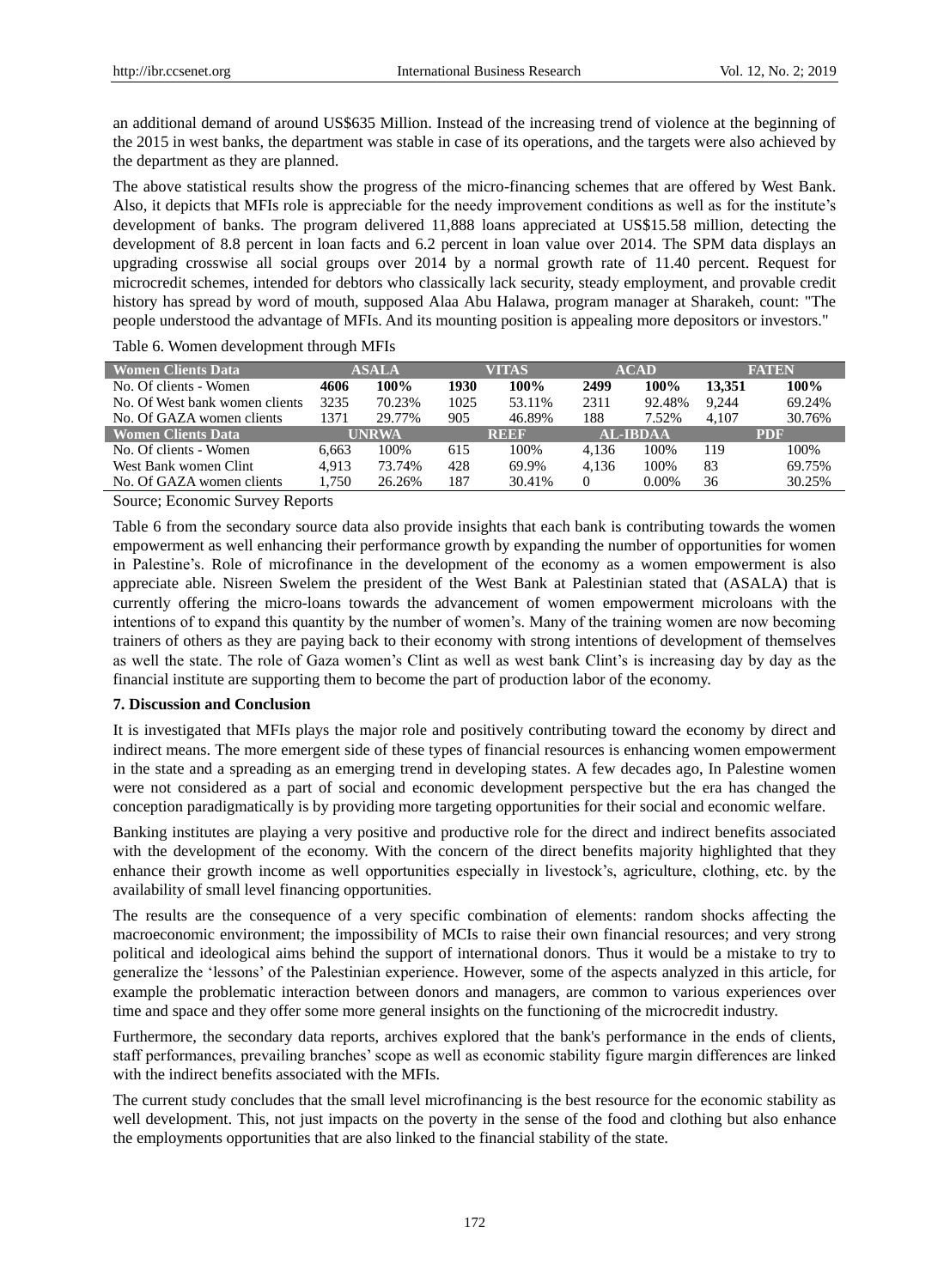an additional demand of around US$635 Million. Instead of the increasing trend of violence at the beginning of the 2015 in west banks, the department was stable in case of its operations, and the targets were also achieved by the department as they are planned.

The above statistical results show the progress of the micro-financing schemes that are offered by West Bank. Also, it depicts that MFIs role is appreciable for the needy improvement conditions as well as for the institute's development of banks. The program delivered 11,888 loans appreciated at US$15.58 million, detecting the development of 8.8 percent in loan facts and 6.2 percent in loan value over 2014. The SPM data displays an upgrading crosswise all social groups over 2014 by a normal growth rate of 11.40 percent. Request for microcredit schemes, intended for debtors who classically lack security, steady employment, and provable credit history has spread by word of mouth, supposed Alaa Abu Halawa, program manager at Sharakeh, count: "The people understood the advantage of MFIs. And its mounting position is appealing more depositors or investors."

Table 6. Women development through MFIs

| Women Clients Data | ASALA | | VITAS | | ACAD | | FATEN | |
|---|---|---|---|---|---|---|---|---|
| No. Of clients - Women | **4606** | **100%** | **1930** | **100%** | **2499** | **100%** | **13,351** | **100%** |
| No. Of West bank women clients | 3235 | 70.23% | 1025 | 53.11% | 2311 | 92.48% | 9,244 | 69.24% |
| No. Of GAZA women clients | 1371 | 29.77% | 905 | 46.89% | 188 | 7.52% | 4,107 | 30.76% |
| **Women Clients Data** | **UNRWA** | | **REEF** | | **AL-IBDAA** | | **PDF** | |
| No. Of clients - Women | 6,663 | 100% | 615 | 100% | 4,136 | 100% | 119 | 100% |
| West Bank women Clint | 4,913 | 73.74% | 428 | 69.9% | 4,136 | 100% | 83 | 69.75% |
| No. Of GAZA women clients | 1,750 | 26.26% | 187 | 30.41% | 0 | 0.00% | 36 | 30.25% |

Source; Economic Survey Reports

Table 6 from the secondary source data also provide insights that each bank is contributing towards the women empowerment as well enhancing their performance growth by expanding the number of opportunities for women in Palestine's. Role of microfinance in the development of the economy as a women empowerment is also appreciate able. Nisreen Swelem the president of the West Bank at Palestinian stated that (ASALA) that is currently offering the micro-loans towards the advancement of women empowerment microloans with the intentions of to expand this quantity by the number of women's. Many of the training women are now becoming trainers of others as they are paying back to their economy with strong intentions of development of themselves as well the state. The role of Gaza women's Clint as well as west bank Clint's is increasing day by day as the financial institute are supporting them to become the part of production labor of the economy.

## 7. Discussion and Conclusion

It is investigated that MFIs plays the major role and positively contributing toward the economy by direct and indirect means. The more emergent side of these types of financial resources is enhancing women empowerment in the state and a spreading as an emerging trend in developing states. A few decades ago, In Palestine women were not considered as a part of social and economic development perspective but the era has changed the conception paradigmatically is by providing more targeting opportunities for their social and economic welfare.

Banking institutes are playing a very positive and productive role for the direct and indirect benefits associated with the development of the economy. With the concern of the direct benefits majority highlighted that they enhance their growth income as well opportunities especially in livestock's, agriculture, clothing, etc. by the availability of small level financing opportunities.

The results are the consequence of a very specific combination of elements: random shocks affecting the macroeconomic environment; the impossibility of MCIs to raise their own financial resources; and very strong political and ideological aims behind the support of international donors. Thus it would be a mistake to try to generalize the 'lessons' of the Palestinian experience. However, some of the aspects analyzed in this article, for example the problematic interaction between donors and managers, are common to various experiences over time and space and they offer some more general insights on the functioning of the microcredit industry.

Furthermore, the secondary data reports, archives explored that the bank's performance in the ends of clients, staff performances, prevailing branches' scope as well as economic stability figure margin differences are linked with the indirect benefits associated with the MFIs.

The current study concludes that the small level microfinancing is the best resource for the economic stability as well development. This, not just impacts on the poverty in the sense of the food and clothing but also enhance the employments opportunities that are also linked to the financial stability of the state.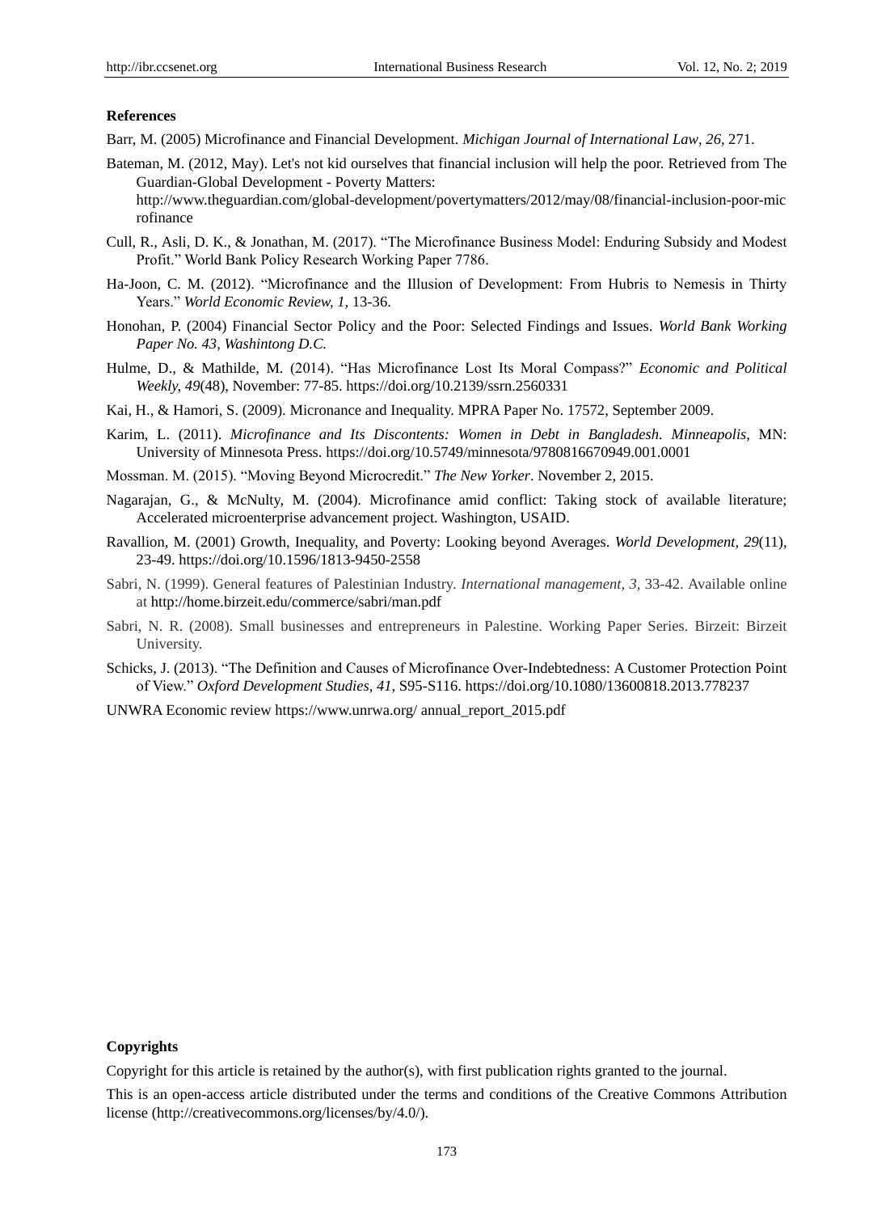**References**

Barr, M. (2005) Microfinance and Financial Development. *Michigan Journal of International Law*, *26*, 271.

Bateman, M. (2012, May). Let's not kid ourselves that financial inclusion will help the poor. Retrieved from The Guardian-Global Development - Poverty Matters: http://www.theguardian.com/global-development/povertymatters/2012/may/08/financial-inclusion-poor-microfinance

Cull, R., Asli, D. K., & Jonathan, M. (2017). "The Microfinance Business Model: Enduring Subsidy and Modest Profit." World Bank Policy Research Working Paper 7786.

Ha-Joon, C. M. (2012). "Microfinance and the Illusion of Development: From Hubris to Nemesis in Thirty Years." *World Economic Review, 1,* 13-36.

Honohan, P. (2004) Financial Sector Policy and the Poor: Selected Findings and Issues. *World Bank Working Paper No. 43, Washintong D.C.*

Hulme, D., & Mathilde, M. (2014). "Has Microfinance Lost Its Moral Compass?" *Economic and Political Weekly, 49*(48), November: 77-85. https://doi.org/10.2139/ssrn.2560331

Kai, H., & Hamori, S. (2009). Micronance and Inequality. MPRA Paper No. 17572, September 2009.

Karim, L. (2011). *Microfinance and Its Discontents: Women in Debt in Bangladesh. Minneapolis*, MN: University of Minnesota Press. https://doi.org/10.5749/minnesota/9780816670949.001.0001

Mossman. M. (2015). "Moving Beyond Microcredit." *The New Yorker*. November 2, 2015.

Nagarajan, G., & McNulty, M. (2004). Microfinance amid conflict: Taking stock of available literature; Accelerated microenterprise advancement project. Washington, USAID.

Ravallion, M. (2001) Growth, Inequality, and Poverty: Looking beyond Averages. *World Development, 29*(11), 23-49. https://doi.org/10.1596/1813-9450-2558

Sabri, N. (1999). General features of Palestinian Industry. *International management, 3,* 33-42. Available online at http://home.birzeit.edu/commerce/sabri/man.pdf

Sabri, N. R. (2008). Small businesses and entrepreneurs in Palestine. Working Paper Series. Birzeit: Birzeit University.

Schicks, J. (2013). "The Definition and Causes of Microfinance Over-Indebtedness: A Customer Protection Point of View." *Oxford Development Studies, 41,* S95-S116. https://doi.org/10.1080/13600818.2013.778237

UNWRA Economic review https://www.unrwa.org/ annual_report_2015.pdf

**Copyrights**

Copyright for this article is retained by the author(s), with first publication rights granted to the journal.

This is an open-access article distributed under the terms and conditions of the Creative Commons Attribution license (http://creativecommons.org/licenses/by/4.0/).